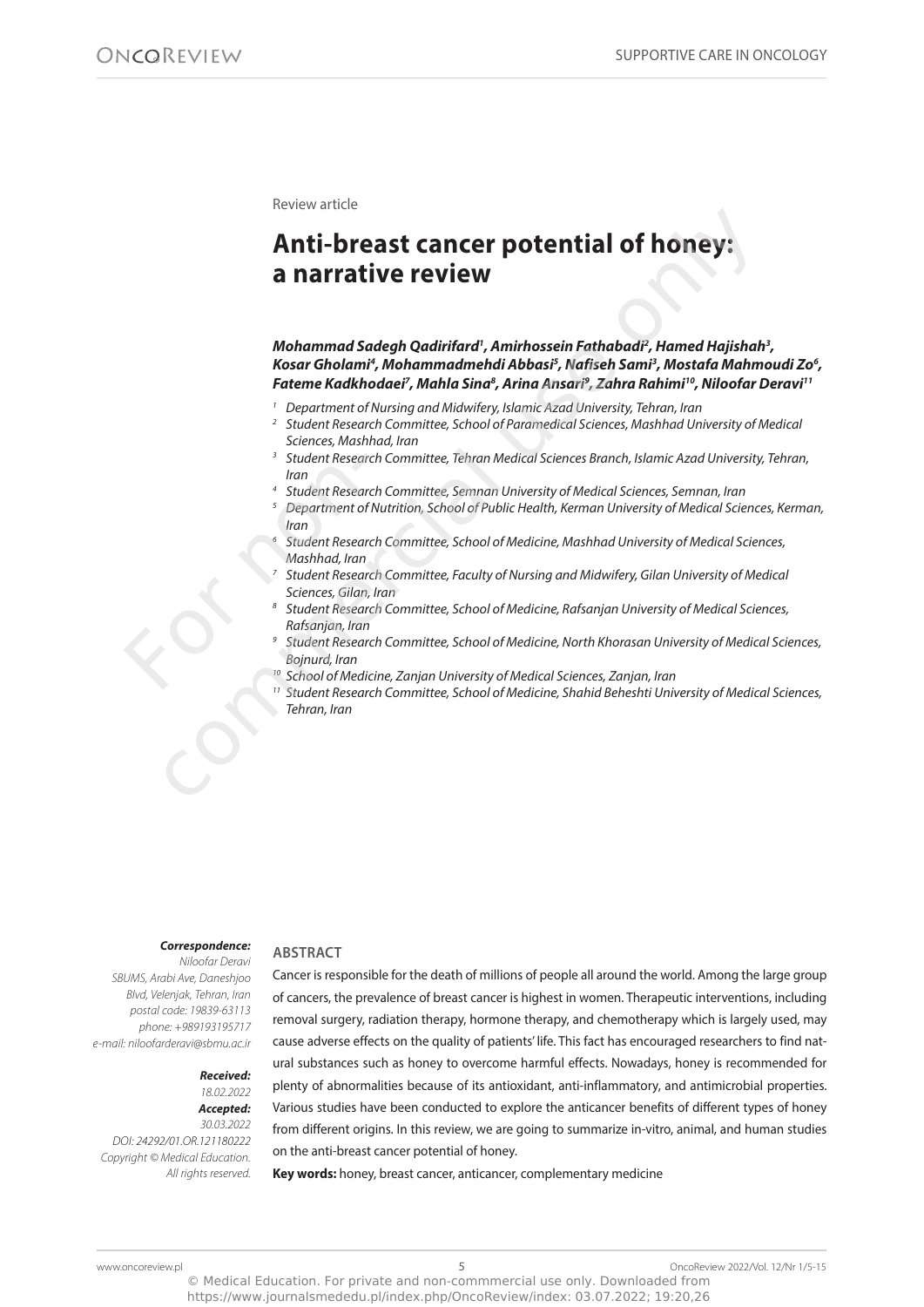Review article

# Anti-breast cancer potential of honey: a narrative review

***Mohammad Sadegh Qadirifard[1], Amirhossein Fathabadi[2], Hamed Hajishah[3], Kosar Gholami[4], Mohammadmehdi Abbasi[5], Nafiseh Sami[3], Mostafa Mahmoudi Zo[6], Fateme Kadkhodaei[7], Mahla Sina[8], Arina Ansari[9], Zahra Rahimi[10], Niloofar Deravi[11]***

[1] *Department of Nursing and Midwifery, Islamic Azad University, Tehran, Iran*
[2] *Student Research Committee, School of Paramedical Sciences, Mashhad University of Medical Sciences, Mashhad, Iran*
[3] *Student Research Committee, Tehran Medical Sciences Branch, Islamic Azad University, Tehran, Iran*
[4] *Student Research Committee, Semnan University of Medical Sciences, Semnan, Iran*
[5] *Department of Nutrition, School of Public Health, Kerman University of Medical Sciences, Kerman, Iran*
[6] *Student Research Committee, School of Medicine, Mashhad University of Medical Sciences, Mashhad, Iran*
[7] *Student Research Committee, Faculty of Nursing and Midwifery, Gilan University of Medical Sciences, Gilan, Iran*
[8] *Student Research Committee, School of Medicine, Rafsanjan University of Medical Sciences, Rafsanjan, Iran*
[9] *Student Research Committee, School of Medicine, North Khorasan University of Medical Sciences, Bojnurd, Iran*
[10] *School of Medicine, Zanjan University of Medical Sciences, Zanjan, Iran*
[11] *Student Research Committee, School of Medicine, Shahid Beheshti University of Medical Sciences, Tehran, Iran*

***Correspondence:***
*Niloofar Deravi*
*SBUMS, Arabi Ave, Daneshjoo Blvd, Velenjak, Tehran, Iran*
*postal code: 19839-63113*
*phone: +989193195717*
*e-mail: niloofarderavi@sbmu.ac.ir*

***Received:***
*18.02.2022*
***Accepted:***
*30.03.2022*
*DOI: 24292/01.OR.121180222*
*Copyright © Medical Education. All rights reserved.*

## ABSTRACT

Cancer is responsible for the death of millions of people all around the world. Among the large group of cancers, the prevalence of breast cancer is highest in women. Therapeutic interventions, including removal surgery, radiation therapy, hormone therapy, and chemotherapy which is largely used, may cause adverse effects on the quality of patients' life. This fact has encouraged researchers to find natural substances such as honey to overcome harmful effects. Nowadays, honey is recommended for plenty of abnormalities because of its antioxidant, anti-inflammatory, and antimicrobial properties. Various studies have been conducted to explore the anticancer benefits of different types of honey from different origins. In this review, we are going to summarize in-vitro, animal, and human studies on the anti-breast cancer potential of honey.

**Key words:** honey, breast cancer, anticancer, complementary medicine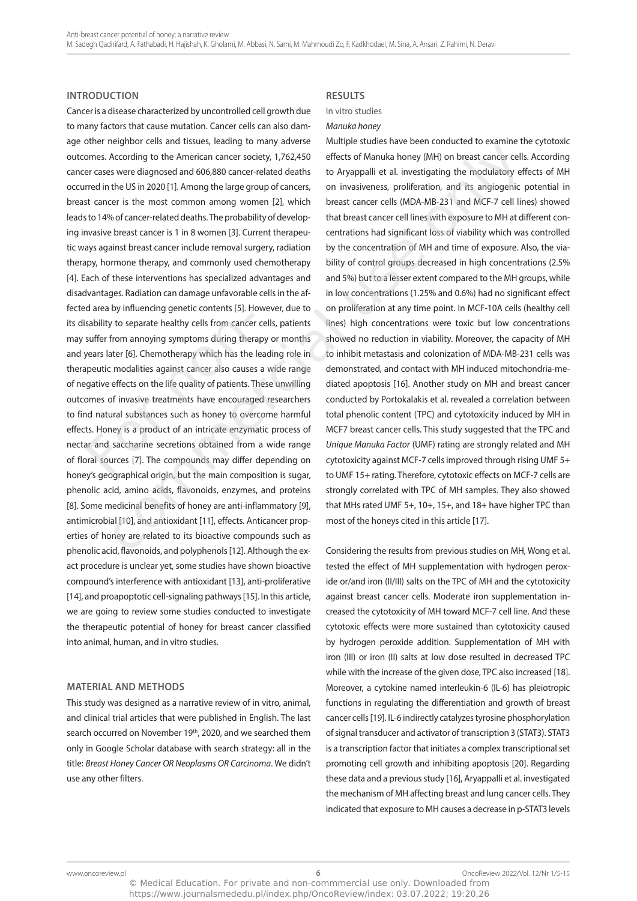## INTRODUCTION

Cancer is a disease characterized by uncontrolled cell growth due to many factors that cause mutation. Cancer cells can also damage other neighbor cells and tissues, leading to many adverse outcomes. According to the American cancer society, 1,762,450 cancer cases were diagnosed and 606,880 cancer-related deaths occurred in the US in 2020 [1]. Among the large group of cancers, breast cancer is the most common among women [2], which leads to 14% of cancer-related deaths. The probability of developing invasive breast cancer is 1 in 8 women [3]. Current therapeutic ways against breast cancer include removal surgery, radiation therapy, hormone therapy, and commonly used chemotherapy [4]. Each of these interventions has specialized advantages and disadvantages. Radiation can damage unfavorable cells in the affected area by influencing genetic contents [5]. However, due to its disability to separate healthy cells from cancer cells, patients may suffer from annoying symptoms during therapy or months and years later [6]. Chemotherapy which has the leading role in therapeutic modalities against cancer also causes a wide range of negative effects on the life quality of patients. These unwilling outcomes of invasive treatments have encouraged researchers to find natural substances such as honey to overcome harmful effects. Honey is a product of an intricate enzymatic process of nectar and saccharine secretions obtained from a wide range of floral sources [7]. The compounds may differ depending on honey's geographical origin, but the main composition is sugar, phenolic acid, amino acids, flavonoids, enzymes, and proteins [8]. Some medicinal benefits of honey are anti-inflammatory [9], antimicrobial [10], and antioxidant [11], effects. Anticancer properties of honey are related to its bioactive compounds such as phenolic acid, flavonoids, and polyphenols [12]. Although the exact procedure is unclear yet, some studies have shown bioactive compound's interference with antioxidant [13], anti-proliferative [14], and proapoptotic cell-signaling pathways [15]. In this article, we are going to review some studies conducted to investigate the therapeutic potential of honey for breast cancer classified into animal, human, and in vitro studies.

## MATERIAL AND METHODS

This study was designed as a narrative review of in vitro, animal, and clinical trial articles that were published in English. The last search occurred on November 19th, 2020, and we searched them only in Google Scholar database with search strategy: all in the title: *Breast Honey Cancer OR Neoplasms OR Carcinoma*. We didn't use any other filters.

## RESULTS

### In vitro studies

#### *Manuka honey*

Multiple studies have been conducted to examine the cytotoxic effects of Manuka honey (MH) on breast cancer cells. According to Aryappalli et al. investigating the modulatory effects of MH on invasiveness, proliferation, and its angiogenic potential in breast cancer cells (MDA-MB-231 and MCF-7 cell lines) showed that breast cancer cell lines with exposure to MH at different concentrations had significant loss of viability which was controlled by the concentration of MH and time of exposure. Also, the viability of control groups decreased in high concentrations (2.5% and 5%) but to a lesser extent compared to the MH groups, while in low concentrations (1.25% and 0.6%) had no significant effect on proliferation at any time point. In MCF-10A cells (healthy cell lines) high concentrations were toxic but low concentrations showed no reduction in viability. Moreover, the capacity of MH to inhibit metastasis and colonization of MDA-MB-231 cells was demonstrated, and contact with MH induced mitochondria-mediated apoptosis [16]. Another study on MH and breast cancer conducted by Portokalakis et al. revealed a correlation between total phenolic content (TPC) and cytotoxicity induced by MH in MCF7 breast cancer cells. This study suggested that the TPC and *Unique Manuka Factor* (UMF) rating are strongly related and MH cytotoxicity against MCF-7 cells improved through rising UMF 5+ to UMF 15+ rating. Therefore, cytotoxic effects on MCF-7 cells are strongly correlated with TPC of MH samples. They also showed that MHs rated UMF 5+, 10+, 15+, and 18+ have higher TPC than most of the honeys cited in this article [17].

Considering the results from previous studies on MH, Wong et al. tested the effect of MH supplementation with hydrogen peroxide or/and iron (II/III) salts on the TPC of MH and the cytotoxicity against breast cancer cells. Moderate iron supplementation increased the cytotoxicity of MH toward MCF-7 cell line. And these cytotoxic effects were more sustained than cytotoxicity caused by hydrogen peroxide addition. Supplementation of MH with iron (III) or iron (II) salts at low dose resulted in decreased TPC while with the increase of the given dose, TPC also increased [18]. Moreover, a cytokine named interleukin-6 (IL-6) has pleiotropic functions in regulating the differentiation and growth of breast cancer cells [19]. IL-6 indirectly catalyzes tyrosine phosphorylation of signal transducer and activator of transcription 3 (STAT3). STAT3 is a transcription factor that initiates a complex transcriptional set promoting cell growth and inhibiting apoptosis [20]. Regarding these data and a previous study [16], Aryappalli et al. investigated the mechanism of MH affecting breast and lung cancer cells. They indicated that exposure to MH causes a decrease in p-STAT3 levels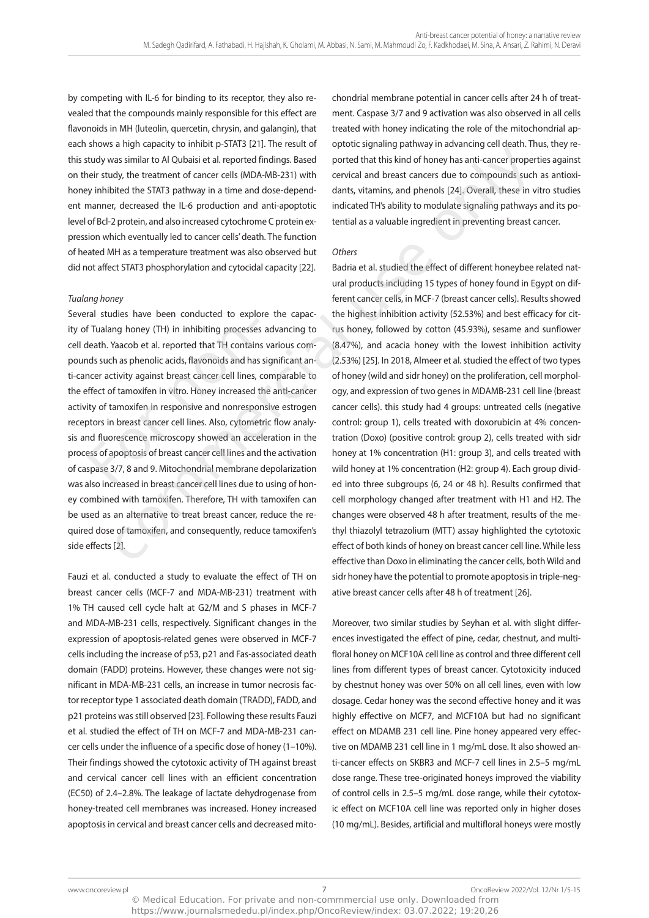by competing with IL-6 for binding to its receptor, they also revealed that the compounds mainly responsible for this effect are flavonoids in MH (luteolin, quercetin, chrysin, and galangin), that each shows a high capacity to inhibit p-STAT3 [21]. The result of this study was similar to Al Qubaisi et al. reported findings. Based on their study, the treatment of cancer cells (MDA-MB-231) with honey inhibited the STAT3 pathway in a time and dose-dependent manner, decreased the IL-6 production and anti-apoptotic level of Bcl-2 protein, and also increased cytochrome C protein expression which eventually led to cancer cells' death. The function of heated MH as a temperature treatment was also observed but did not affect STAT3 phosphorylation and cytocidal capacity [22].

*Tualang honey*

Several studies have been conducted to explore the capacity of Tualang honey (TH) in inhibiting processes advancing to cell death. Yaacob et al. reported that TH contains various compounds such as phenolic acids, flavonoids and has significant anti-cancer activity against breast cancer cell lines, comparable to the effect of tamoxifen in vitro. Honey increased the anti-cancer activity of tamoxifen in responsive and nonresponsive estrogen receptors in breast cancer cell lines. Also, cytometric flow analysis and fluorescence microscopy showed an acceleration in the process of apoptosis of breast cancer cell lines and the activation of caspase 3/7, 8 and 9. Mitochondrial membrane depolarization was also increased in breast cancer cell lines due to using of honey combined with tamoxifen. Therefore, TH with tamoxifen can be used as an alternative to treat breast cancer, reduce the required dose of tamoxifen, and consequently, reduce tamoxifen's side effects [2].

Fauzi et al. conducted a study to evaluate the effect of TH on breast cancer cells (MCF-7 and MDA-MB-231) treatment with 1% TH caused cell cycle halt at G2/M and S phases in MCF-7 and MDA-MB-231 cells, respectively. Significant changes in the expression of apoptosis-related genes were observed in MCF-7 cells including the increase of p53, p21 and Fas-associated death domain (FADD) proteins. However, these changes were not significant in MDA-MB-231 cells, an increase in tumor necrosis factor receptor type 1 associated death domain (TRADD), FADD, and p21 proteins was still observed [23]. Following these results Fauzi et al. studied the effect of TH on MCF-7 and MDA-MB-231 cancer cells under the influence of a specific dose of honey (1–10%). Their findings showed the cytotoxic activity of TH against breast and cervical cancer cell lines with an efficient concentration (EC50) of 2.4–2.8%. The leakage of lactate dehydrogenase from honey-treated cell membranes was increased. Honey increased apoptosis in cervical and breast cancer cells and decreased mitochondrial membrane potential in cancer cells after 24 h of treatment. Caspase 3/7 and 9 activation was also observed in all cells treated with honey indicating the role of the mitochondrial apoptotic signaling pathway in advancing cell death. Thus, they reported that this kind of honey has anti-cancer properties against cervical and breast cancers due to compounds such as antioxidants, vitamins, and phenols [24]. Overall, these in vitro studies indicated TH's ability to modulate signaling pathways and its potential as a valuable ingredient in preventing breast cancer.

*Others*

Badria et al. studied the effect of different honeybee related natural products including 15 types of honey found in Egypt on different cancer cells, in MCF-7 (breast cancer cells). Results showed the highest inhibition activity (52.53%) and best efficacy for citrus honey, followed by cotton (45.93%), sesame and sunflower (8.47%), and acacia honey with the lowest inhibition activity (2.53%) [25]. In 2018, Almeer et al. studied the effect of two types of honey (wild and sidr honey) on the proliferation, cell morphology, and expression of two genes in MDAMB-231 cell line (breast cancer cells). this study had 4 groups: untreated cells (negative control: group 1), cells treated with doxorubicin at 4% concentration (Doxo) (positive control: group 2), cells treated with sidr honey at 1% concentration (H1: group 3), and cells treated with wild honey at 1% concentration (H2: group 4). Each group divided into three subgroups (6, 24 or 48 h). Results confirmed that cell morphology changed after treatment with H1 and H2. The changes were observed 48 h after treatment, results of the methyl thiazolyl tetrazolium (MTT) assay highlighted the cytotoxic effect of both kinds of honey on breast cancer cell line. While less effective than Doxo in eliminating the cancer cells, both Wild and sidr honey have the potential to promote apoptosis in triple-negative breast cancer cells after 48 h of treatment [26].

Moreover, two similar studies by Seyhan et al. with slight differences investigated the effect of pine, cedar, chestnut, and multifloral honey on MCF10A cell line as control and three different cell lines from different types of breast cancer. Cytotoxicity induced by chestnut honey was over 50% on all cell lines, even with low dosage. Cedar honey was the second effective honey and it was highly effective on MCF7, and MCF10A but had no significant effect on MDAMB 231 cell line. Pine honey appeared very effective on MDAMB 231 cell line in 1 mg/mL dose. It also showed anti-cancer effects on SKBR3 and MCF-7 cell lines in 2.5–5 mg/mL dose range. These tree-originated honeys improved the viability of control cells in 2.5–5 mg/mL dose range, while their cytotoxic effect on MCF10A cell line was reported only in higher doses (10 mg/mL). Besides, artificial and multifloral honeys were mostly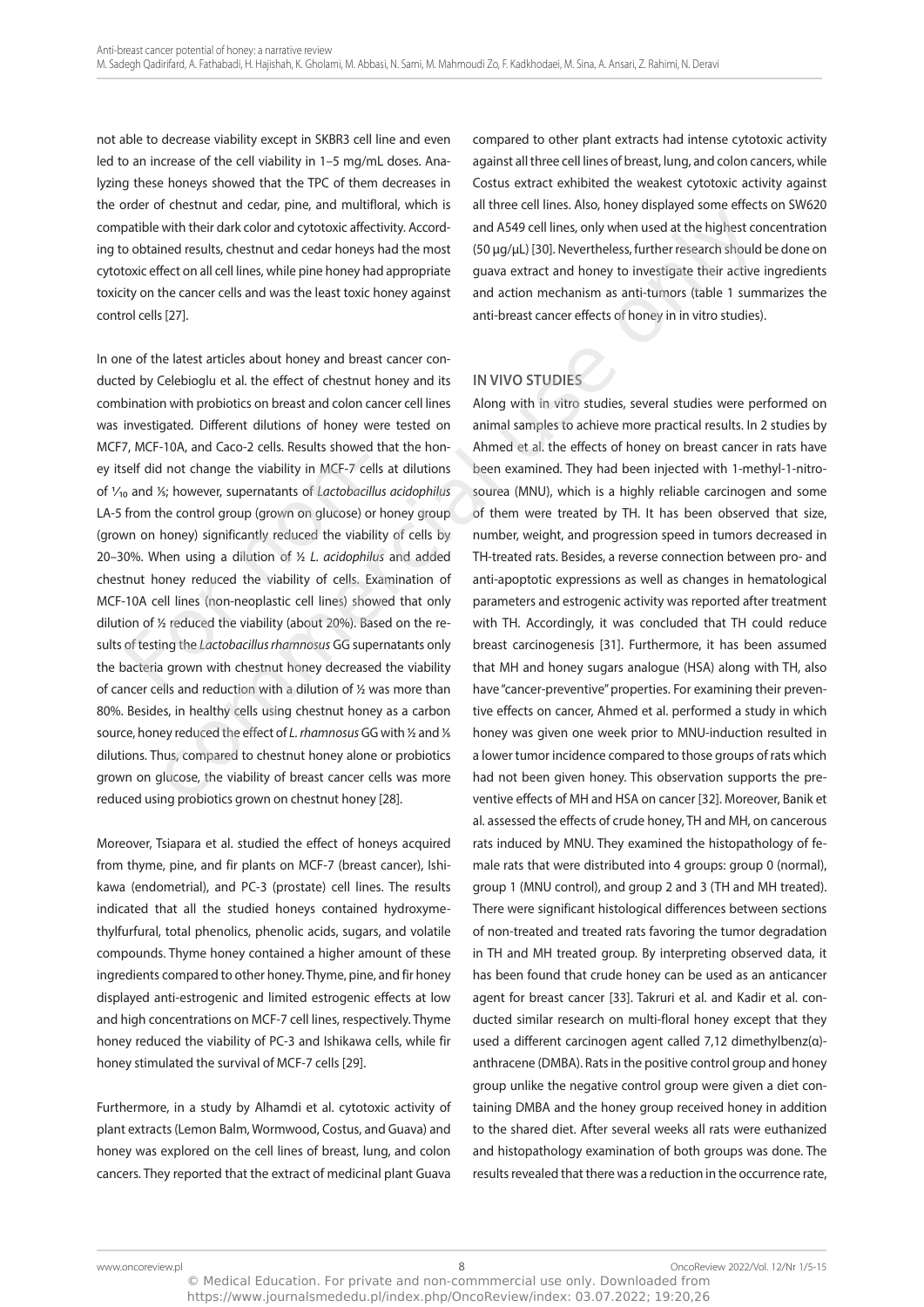not able to decrease viability except in SKBR3 cell line and even led to an increase of the cell viability in 1–5 mg/mL doses. Analyzing these honeys showed that the TPC of them decreases in the order of chestnut and cedar, pine, and multifloral, which is compatible with their dark color and cytotoxic affectivity. According to obtained results, chestnut and cedar honeys had the most cytotoxic effect on all cell lines, while pine honey had appropriate toxicity on the cancer cells and was the least toxic honey against control cells [27].

In one of the latest articles about honey and breast cancer conducted by Celebioglu et al. the effect of chestnut honey and its combination with probiotics on breast and colon cancer cell lines was investigated. Different dilutions of honey were tested on MCF7, MCF-10A, and Caco-2 cells. Results showed that the honey itself did not change the viability in MCF-7 cells at dilutions of 1⁄10 and 1⁄5; however, supernatants of *Lactobacillus acidophilus* LA-5 from the control group (grown on glucose) or honey group (grown on honey) significantly reduced the viability of cells by 20–30%. When using a dilution of ½ *L. acidophilus* and added chestnut honey reduced the viability of cells. Examination of MCF-10A cell lines (non-neoplastic cell lines) showed that only dilution of ½ reduced the viability (about 20%). Based on the results of testing the *Lactobacillus rhamnosus* GG supernatants only the bacteria grown with chestnut honey decreased the viability of cancer cells and reduction with a dilution of ½ was more than 80%. Besides, in healthy cells using chestnut honey as a carbon source, honey reduced the effect of *L. rhamnosus* GG with ½ and 1⁄5 dilutions. Thus, compared to chestnut honey alone or probiotics grown on glucose, the viability of breast cancer cells was more reduced using probiotics grown on chestnut honey [28].

Moreover, Tsiapara et al. studied the effect of honeys acquired from thyme, pine, and fir plants on MCF-7 (breast cancer), Ishikawa (endometrial), and PC-3 (prostate) cell lines. The results indicated that all the studied honeys contained hydroxymethylfurfural, total phenolics, phenolic acids, sugars, and volatile compounds. Thyme honey contained a higher amount of these ingredients compared to other honey. Thyme, pine, and fir honey displayed anti-estrogenic and limited estrogenic effects at low and high concentrations on MCF-7 cell lines, respectively. Thyme honey reduced the viability of PC-3 and Ishikawa cells, while fir honey stimulated the survival of MCF-7 cells [29].

Furthermore, in a study by Alhamdi et al. cytotoxic activity of plant extracts (Lemon Balm, Wormwood, Costus, and Guava) and honey was explored on the cell lines of breast, lung, and colon cancers. They reported that the extract of medicinal plant Guava compared to other plant extracts had intense cytotoxic activity against all three cell lines of breast, lung, and colon cancers, while Costus extract exhibited the weakest cytotoxic activity against all three cell lines. Also, honey displayed some effects on SW620 and A549 cell lines, only when used at the highest concentration (50 μg/μL) [30]. Nevertheless, further research should be done on guava extract and honey to investigate their active ingredients and action mechanism as anti-tumors (table 1 summarizes the anti-breast cancer effects of honey in in vitro studies).

## IN VIVO STUDIES

Along with in vitro studies, several studies were performed on animal samples to achieve more practical results. In 2 studies by Ahmed et al. the effects of honey on breast cancer in rats have been examined. They had been injected with 1-methyl-1-nitrosourea (MNU), which is a highly reliable carcinogen and some of them were treated by TH. It has been observed that size, number, weight, and progression speed in tumors decreased in TH-treated rats. Besides, a reverse connection between pro- and anti-apoptotic expressions as well as changes in hematological parameters and estrogenic activity was reported after treatment with TH. Accordingly, it was concluded that TH could reduce breast carcinogenesis [31]. Furthermore, it has been assumed that MH and honey sugars analogue (HSA) along with TH, also have "cancer-preventive" properties. For examining their preventive effects on cancer, Ahmed et al. performed a study in which honey was given one week prior to MNU-induction resulted in a lower tumor incidence compared to those groups of rats which had not been given honey. This observation supports the preventive effects of MH and HSA on cancer [32]. Moreover, Banik et al. assessed the effects of crude honey, TH and MH, on cancerous rats induced by MNU. They examined the histopathology of female rats that were distributed into 4 groups: group 0 (normal), group 1 (MNU control), and group 2 and 3 (TH and MH treated). There were significant histological differences between sections of non-treated and treated rats favoring the tumor degradation in TH and MH treated group. By interpreting observed data, it has been found that crude honey can be used as an anticancer agent for breast cancer [33]. Takruri et al. and Kadir et al. conducted similar research on multi-floral honey except that they used a different carcinogen agent called 7,12 dimethylbenz(α)-anthracene (DMBA). Rats in the positive control group and honey group unlike the negative control group were given a diet containing DMBA and the honey group received honey in addition to the shared diet. After several weeks all rats were euthanized and histopathology examination of both groups was done. The results revealed that there was a reduction in the occurrence rate,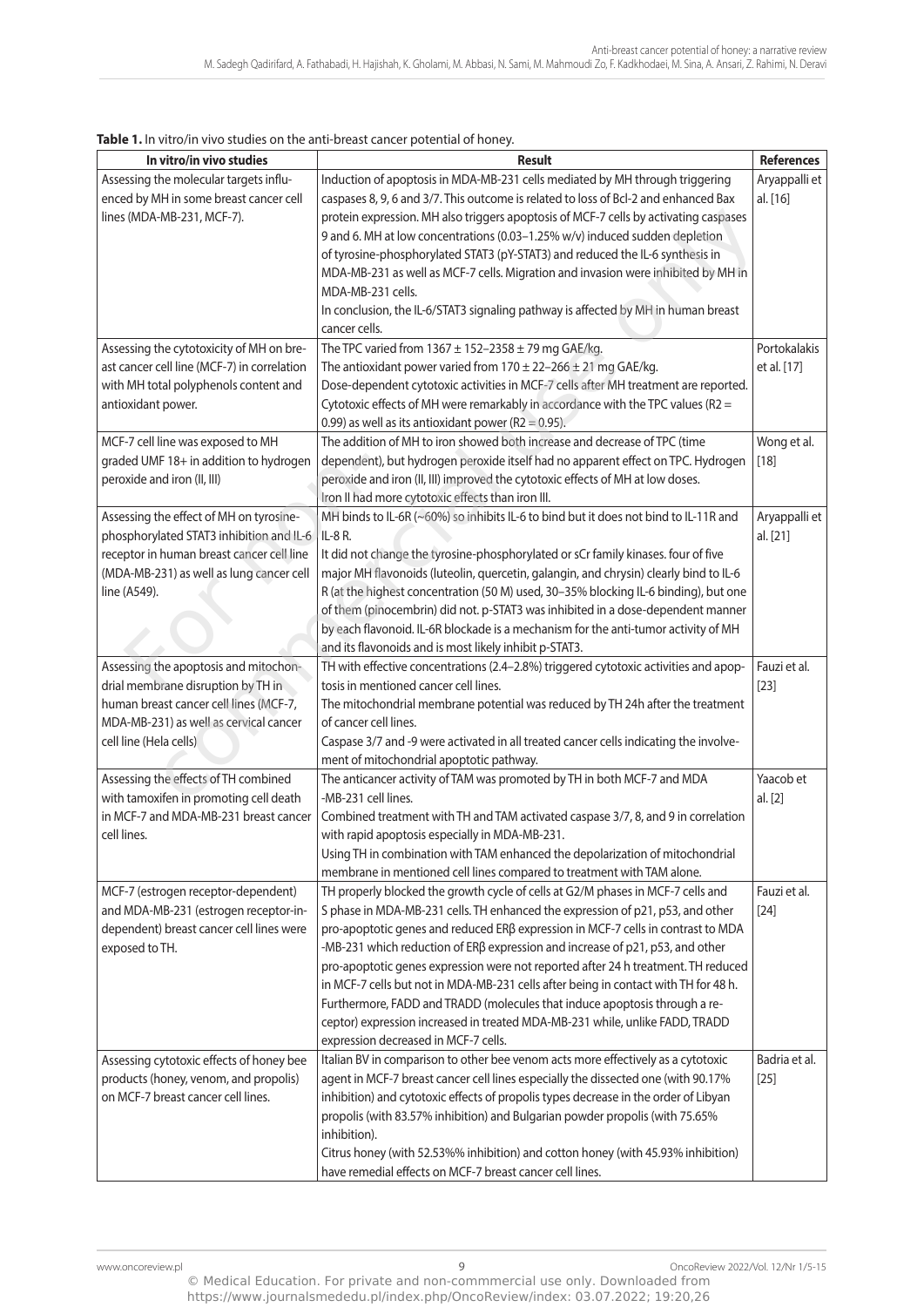**Table 1.** In vitro/in vivo studies on the anti-breast cancer potential of honey.

| In vitro/in vivo studies | Result | References |
|---|---|---|
| Assessing the molecular targets influenced by MH in some breast cancer cell lines (MDA-MB-231, MCF-7). | Induction of apoptosis in MDA-MB-231 cells mediated by MH through triggering caspases 8, 9, 6 and 3/7. This outcome is related to loss of Bcl-2 and enhanced Bax protein expression. MH also triggers apoptosis of MCF-7 cells by activating caspases 9 and 6. MH at low concentrations (0.03–1.25% w/v) induced sudden depletion of tyrosine-phosphorylated STAT3 (pY-STAT3) and reduced the IL-6 synthesis in MDA-MB-231 as well as MCF-7 cells. Migration and invasion were inhibited by MH in MDA-MB-231 cells. In conclusion, the IL-6/STAT3 signaling pathway is affected by MH in human breast cancer cells. | Aryappalli et al. [16] |
| Assessing the cytotoxicity of MH on breast cancer cell line (MCF-7) in correlation with MH total polyphenols content and antioxidant power. | The TPC varied from 1367 ± 152–2358 ± 79 mg GAE/kg. The antioxidant power varied from 170 ± 22–266 ± 21 mg GAE/kg. Dose-dependent cytotoxic activities in MCF-7 cells after MH treatment are reported. Cytotoxic effects of MH were remarkably in accordance with the TPC values ($R2$ = 0.99) as well as its antioxidant power ($R2$ = 0.95). | Portokalakis et al. [17] |
| MCF-7 cell line was exposed to MH graded UMF 18+ in addition to hydrogen peroxide and iron (II, III) | The addition of MH to iron showed both increase and decrease of TPC (time dependent), but hydrogen peroxide itself had no apparent effect on TPC. Hydrogen peroxide and iron (II, III) improved the cytotoxic effects of MH at low doses. Iron II had more cytotoxic effects than iron III. | Wong et al. [18] |
| Assessing the effect of MH on tyrosine-phosphorylated STAT3 inhibition and IL-6 receptor in human breast cancer cell line (MDA-MB-231) as well as lung cancer cell line (A549). | MH binds to IL-6R (~60%) so inhibits IL-6 to bind but it does not bind to IL-11R and IL-8 R. It did not change the tyrosine-phosphorylated or sCr family kinases. four of five major MH flavonoids (luteolin, quercetin, galangin, and chrysin) clearly bind to IL-6 R (at the highest concentration (50 M) used, 30–35% blocking IL-6 binding), but one of them (pinocembrin) did not. p-STAT3 was inhibited in a dose-dependent manner by each flavonoid. IL-6R blockade is a mechanism for the anti-tumor activity of MH and its flavonoids and is most likely inhibit p-STAT3. | Aryappalli et al. [21] |
| Assessing the apoptosis and mitochondrial membrane disruption by TH in human breast cancer cell lines (MCF-7, MDA-MB-231) as well as cervical cancer cell line (Hela cells) | TH with effective concentrations (2.4–2.8%) triggered cytotoxic activities and apoptosis in mentioned cancer cell lines. The mitochondrial membrane potential was reduced by TH 24h after the treatment of cancer cell lines. Caspase 3/7 and -9 were activated in all treated cancer cells indicating the involvement of mitochondrial apoptotic pathway. | Fauzi et al. [23] |
| Assessing the effects of TH combined with tamoxifen in promoting cell death in MCF-7 and MDA-MB-231 breast cancer cell lines. | The anticancer activity of TAM was promoted by TH in both MCF-7 and MDA -MB-231 cell lines. Combined treatment with TH and TAM activated caspase 3/7, 8, and 9 in correlation with rapid apoptosis especially in MDA-MB-231. Using TH in combination with TAM enhanced the depolarization of mitochondrial membrane in mentioned cell lines compared to treatment with TAM alone. | Yaacob et al. [2] |
| MCF-7 (estrogen receptor-dependent) and MDA-MB-231 (estrogen receptor-independent) breast cancer cell lines were exposed to TH. | TH properly blocked the growth cycle of cells at G2/M phases in MCF-7 cells and S phase in MDA-MB-231 cells. TH enhanced the expression of p21, p53, and other pro-apoptotic genes and reduced ERβ expression in MCF-7 cells in contrast to MDA -MB-231 which reduction of ERβ expression and increase of p21, p53, and other pro-apoptotic genes expression were not reported after 24 h treatment. TH reduced in MCF-7 cells but not in MDA-MB-231 cells after being in contact with TH for 48 h. Furthermore, FADD and TRADD (molecules that induce apoptosis through a receptor) expression increased in treated MDA-MB-231 while, unlike FADD, TRADD expression decreased in MCF-7 cells. | Fauzi et al. [24] |
| Assessing cytotoxic effects of honey bee products (honey, venom, and propolis) on MCF-7 breast cancer cell lines. | Italian BV in comparison to other bee venom acts more effectively as a cytotoxic agent in MCF-7 breast cancer cell lines especially the dissected one (with 90.17% inhibition) and cytotoxic effects of propolis types decrease in the order of Libyan propolis (with 83.57% inhibition) and Bulgarian powder propolis (with 75.65% inhibition). Citrus honey (with 52.53%% inhibition) and cotton honey (with 45.93% inhibition) have remedial effects on MCF-7 breast cancer cell lines. | Badria et al. [25] |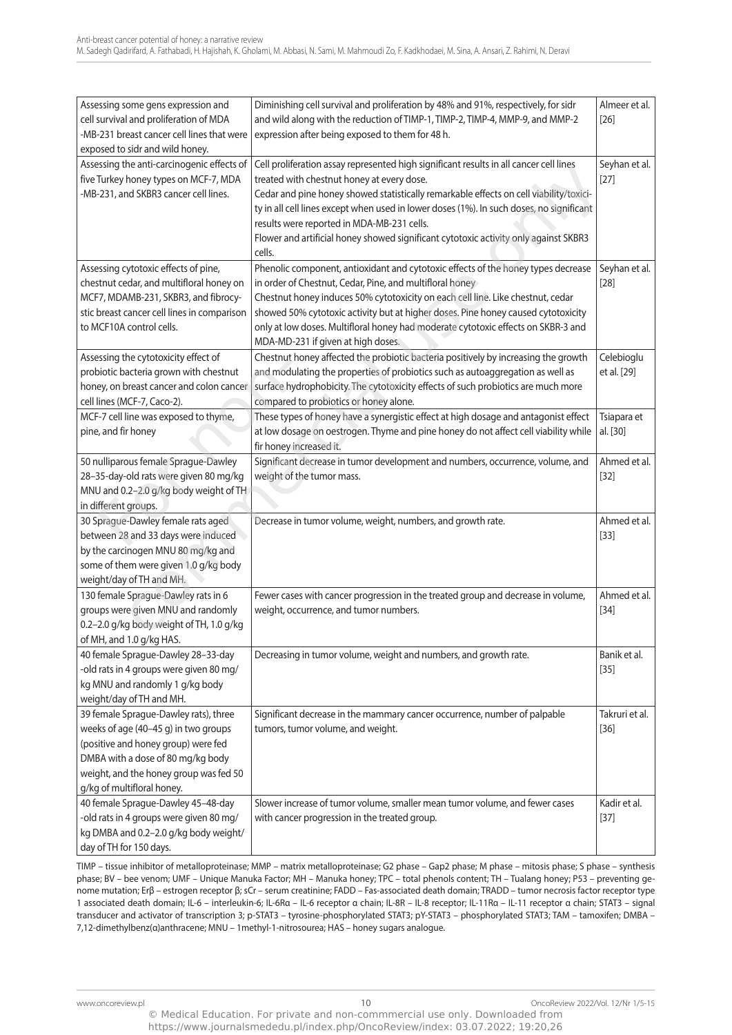| Assessing some gens expression and cell survival and proliferation of MDA -MB-231 breast cancer cell lines that were exposed to sidr and wild honey. | Diminishing cell survival and proliferation by 48% and 91%, respectively, for sidr and wild along with the reduction of TIMP-1, TIMP-2, TIMP-4, MMP-9, and MMP-2 expression after being exposed to them for 48 h. | Almeer et al. [26] |
|---|---|---|
| Assessing the anti-carcinogenic effects of five Turkey honey types on MCF-7, MDA -MB-231, and SKBR3 cancer cell lines. | Cell proliferation assay represented high significant results in all cancer cell lines treated with chestnut honey at every dose.<br>Cedar and pine honey showed statistically remarkable effects on cell viability/toxicity in all cell lines except when used in lower doses (1%). In such doses, no significant results were reported in MDA-MB-231 cells.<br>Flower and artificial honey showed significant cytotoxic activity only against SKBR3 cells. | Seyhan et al. [27] |
| Assessing cytotoxic effects of pine, chestnut cedar, and multifloral honey on MCF7, MDAMB-231, SKBR3, and fibrocystic breast cancer cell lines in comparison to MCF10A control cells. | Phenolic component, antioxidant and cytotoxic effects of the honey types decrease in order of Chestnut, Cedar, Pine, and multifloral honey<br>Chestnut honey induces 50% cytotoxicity on each cell line. Like chestnut, cedar showed 50% cytotoxic activity but at higher doses. Pine honey caused cytotoxicity only at low doses. Multifloral honey had moderate cytotoxic effects on SKBR-3 and MDA-MD-231 if given at high doses. | Seyhan et al. [28] |
| Assessing the cytotoxicity effect of probiotic bacteria grown with chestnut honey, on breast cancer and colon cancer cell lines (MCF-7, Caco-2). | Chestnut honey affected the probiotic bacteria positively by increasing the growth and modulating the properties of probiotics such as autoaggregation as well as surface hydrophobicity. The cytotoxicity effects of such probiotics are much more compared to probiotics or honey alone. | Celebioglu et al. [29] |
| MCF-7 cell line was exposed to thyme, pine, and fir honey | These types of honey have a synergistic effect at high dosage and antagonist effect at low dosage on oestrogen. Thyme and pine honey do not affect cell viability while fir honey increased it. | Tsiapara et al. [30] |
| 50 nulliparous female Sprague-Dawley 28–35-day-old rats were given 80 mg/kg MNU and 0.2–2.0 g/kg body weight of TH in different groups. | Significant decrease in tumor development and numbers, occurrence, volume, and weight of the tumor mass. | Ahmed et al. [32] |
| 30 Sprague-Dawley female rats aged between 28 and 33 days were induced by the carcinogen MNU 80 mg/kg and some of them were given 1.0 g/kg body weight/day of TH and MH. | Decrease in tumor volume, weight, numbers, and growth rate. | Ahmed et al. [33] |
| 130 female Sprague-Dawley rats in 6 groups were given MNU and randomly 0.2–2.0 g/kg body weight of TH, 1.0 g/kg of MH, and 1.0 g/kg HAS. | Fewer cases with cancer progression in the treated group and decrease in volume, weight, occurrence, and tumor numbers. | Ahmed et al. [34] |
| 40 female Sprague-Dawley 28–33-day -old rats in 4 groups were given 80 mg/kg MNU and randomly 1 g/kg body weight/day of TH and MH. | Decreasing in tumor volume, weight and numbers, and growth rate. | Banik et al. [35] |
| 39 female Sprague-Dawley rats), three weeks of age (40–45 g) in two groups (positive and honey group) were fed DMBA with a dose of 80 mg/kg body weight, and the honey group was fed 50 g/kg of multifloral honey. | Significant decrease in the mammary cancer occurrence, number of palpable tumors, tumor volume, and weight. | Takruri et al. [36] |
| 40 female Sprague-Dawley 45–48-day -old rats in 4 groups were given 80 mg/kg DMBA and 0.2–2.0 g/kg body weight/day of TH for 150 days. | Slower increase of tumor volume, smaller mean tumor volume, and fewer cases with cancer progression in the treated group. | Kadir et al. [37] |

TIMP – tissue inhibitor of metalloproteinase; MMP – matrix metalloproteinase; G2 phase – Gap2 phase; M phase – mitosis phase; S phase – synthesis phase; BV – bee venom; UMF – Unique Manuka Factor; MH – Manuka honey; TPC – total phenols content; TH – Tualang honey; P53 – preventing genome mutation; Erβ – estrogen receptor β; sCr – serum creatinine; FADD – Fas-associated death domain; TRADD – tumor necrosis factor receptor type 1 associated death domain; IL-6 – interleukin-6; IL-6Rα – IL-6 receptor α chain; IL-8R – IL-8 receptor; IL-11Rα – IL-11 receptor α chain; STAT3 – signal transducer and activator of transcription 3; p-STAT3 – tyrosine-phosphorylated STAT3; pY-STAT3 – phosphorylated STAT3; TAM – tamoxifen; DMBA – 7,12-dimethylbenz(α)anthracene; MNU – 1methyl-1-nitrosourea; HAS – honey sugars analogue.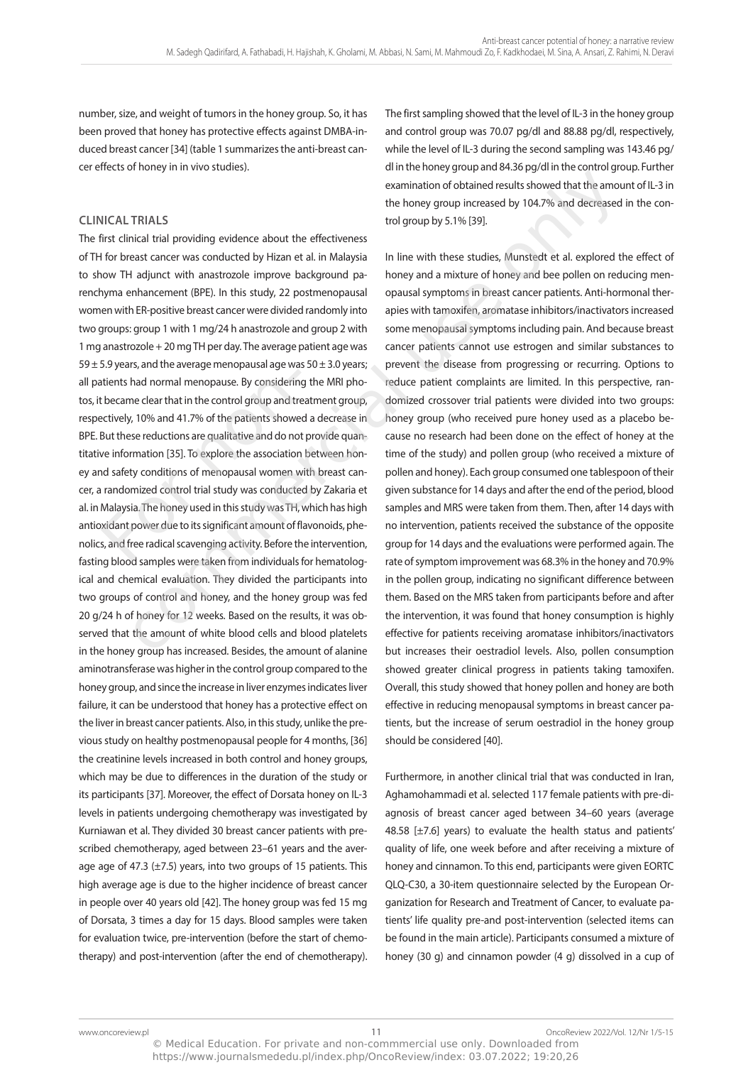number, size, and weight of tumors in the honey group. So, it has been proved that honey has protective effects against DMBA-induced breast cancer [34] (table 1 summarizes the anti-breast cancer effects of honey in in vivo studies).

## CLINICAL TRIALS

The first clinical trial providing evidence about the effectiveness of TH for breast cancer was conducted by Hizan et al. in Malaysia to show TH adjunct with anastrozole improve background parenchyma enhancement (BPE). In this study, 22 postmenopausal women with ER-positive breast cancer were divided randomly into two groups: group 1 with 1 mg/24 h anastrozole and group 2 with 1 mg anastrozole + 20 mg TH per day. The average patient age was 59 ± 5.9 years, and the average menopausal age was 50 ± 3.0 years; all patients had normal menopause. By considering the MRI photos, it became clear that in the control group and treatment group, respectively, 10% and 41.7% of the patients showed a decrease in BPE. But these reductions are qualitative and do not provide quantitative information [35]. To explore the association between honey and safety conditions of menopausal women with breast cancer, a randomized control trial study was conducted by Zakaria et al. in Malaysia. The honey used in this study was TH, which has high antioxidant power due to its significant amount of flavonoids, phenolics, and free radical scavenging activity. Before the intervention, fasting blood samples were taken from individuals for hematological and chemical evaluation. They divided the participants into two groups of control and honey, and the honey group was fed 20 g/24 h of honey for 12 weeks. Based on the results, it was observed that the amount of white blood cells and blood platelets in the honey group has increased. Besides, the amount of alanine aminotransferase was higher in the control group compared to the honey group, and since the increase in liver enzymes indicates liver failure, it can be understood that honey has a protective effect on the liver in breast cancer patients. Also, in this study, unlike the previous study on healthy postmenopausal people for 4 months, [36] the creatinine levels increased in both control and honey groups, which may be due to differences in the duration of the study or its participants [37]. Moreover, the effect of Dorsata honey on IL-3 levels in patients undergoing chemotherapy was investigated by Kurniawan et al. They divided 30 breast cancer patients with prescribed chemotherapy, aged between 23–61 years and the average age of 47.3 (±7.5) years, into two groups of 15 patients. This high average age is due to the higher incidence of breast cancer in people over 40 years old [42]. The honey group was fed 15 mg of Dorsata, 3 times a day for 15 days. Blood samples were taken for evaluation twice, pre-intervention (before the start of chemotherapy) and post-intervention (after the end of chemotherapy). The first sampling showed that the level of IL-3 in the honey group and control group was 70.07 pg/dl and 88.88 pg/dl, respectively, while the level of IL-3 during the second sampling was 143.46 pg/dl in the honey group and 84.36 pg/dl in the control group. Further examination of obtained results showed that the amount of IL-3 in the honey group increased by 104.7% and decreased in the control group by 5.1% [39].

In line with these studies, Munstedt et al. explored the effect of honey and a mixture of honey and bee pollen on reducing menopausal symptoms in breast cancer patients. Anti-hormonal therapies with tamoxifen, aromatase inhibitors/inactivators increased some menopausal symptoms including pain. And because breast cancer patients cannot use estrogen and similar substances to prevent the disease from progressing or recurring. Options to reduce patient complaints are limited. In this perspective, randomized crossover trial patients were divided into two groups: honey group (who received pure honey used as a placebo because no research had been done on the effect of honey at the time of the study) and pollen group (who received a mixture of pollen and honey). Each group consumed one tablespoon of their given substance for 14 days and after the end of the period, blood samples and MRS were taken from them. Then, after 14 days with no intervention, patients received the substance of the opposite group for 14 days and the evaluations were performed again. The rate of symptom improvement was 68.3% in the honey and 70.9% in the pollen group, indicating no significant difference between them. Based on the MRS taken from participants before and after the intervention, it was found that honey consumption is highly effective for patients receiving aromatase inhibitors/inactivators but increases their oestradiol levels. Also, pollen consumption showed greater clinical progress in patients taking tamoxifen. Overall, this study showed that honey pollen and honey are both effective in reducing menopausal symptoms in breast cancer patients, but the increase of serum oestradiol in the honey group should be considered [40].

Furthermore, in another clinical trial that was conducted in Iran, Aghamohammadi et al. selected 117 female patients with pre-diagnosis of breast cancer aged between 34–60 years (average 48.58 [±7.6] years) to evaluate the health status and patients' quality of life, one week before and after receiving a mixture of honey and cinnamon. To this end, participants were given EORTC QLQ-C30, a 30-item questionnaire selected by the European Organization for Research and Treatment of Cancer, to evaluate patients' life quality pre-and post-intervention (selected items can be found in the main article). Participants consumed a mixture of honey (30 g) and cinnamon powder (4 g) dissolved in a cup of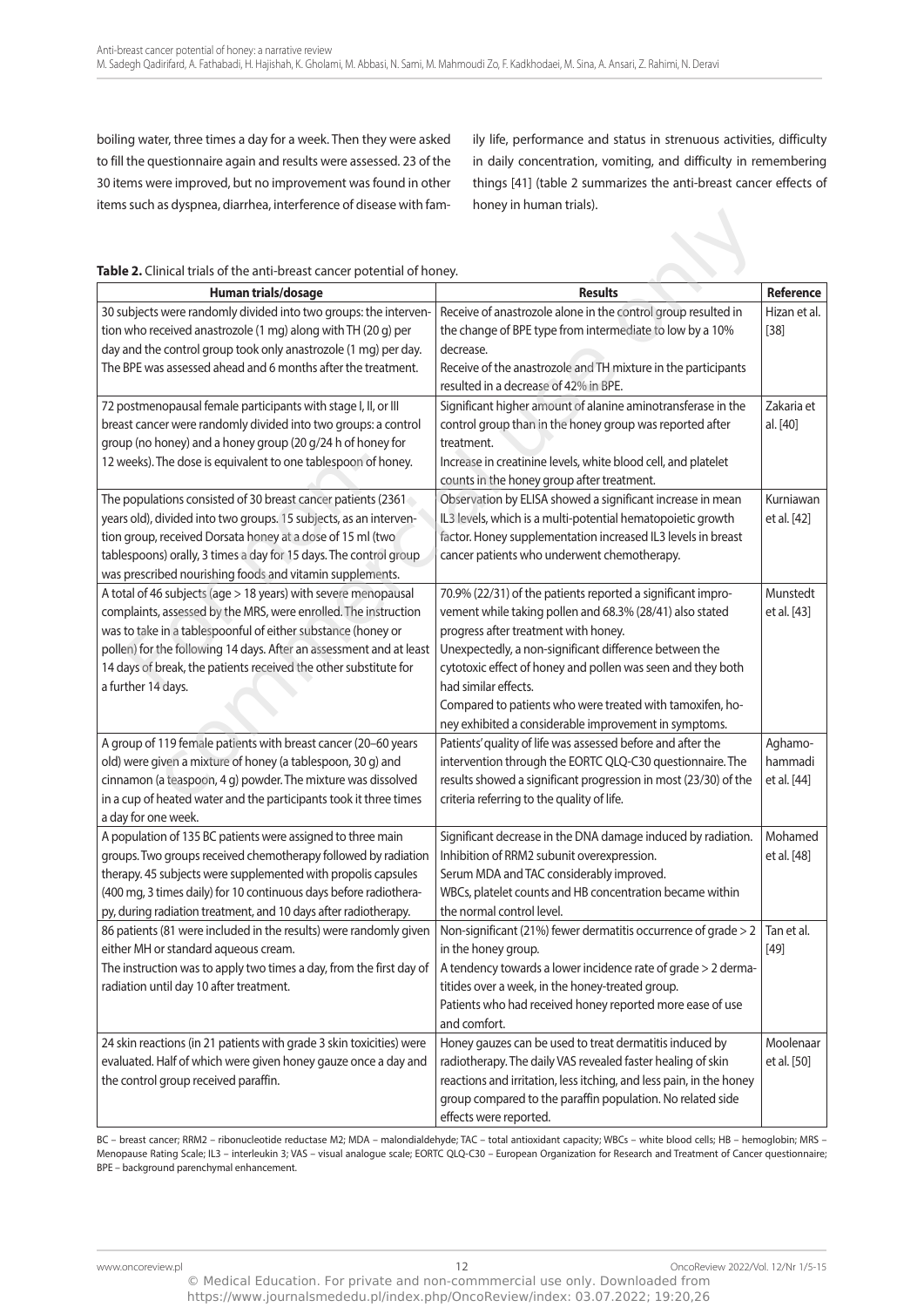boiling water, three times a day for a week. Then they were asked to fill the questionnaire again and results were assessed. 23 of the 30 items were improved, but no improvement was found in other items such as dyspnea, diarrhea, interference of disease with family life, performance and status in strenuous activities, difficulty in daily concentration, vomiting, and difficulty in remembering things [41] (table 2 summarizes the anti-breast cancer effects of honey in human trials).

**Table 2.** Clinical trials of the anti-breast cancer potential of honey.

| Human trials/dosage | Results | Reference |
|---|---|---|
| 30 subjects were randomly divided into two groups: the intervention who received anastrozole (1 mg) along with TH (20 g) per day and the control group took only anastrozole (1 mg) per day. The BPE was assessed ahead and 6 months after the treatment. | Receive of anastrozole alone in the control group resulted in the change of BPE type from intermediate to low by a 10% decrease. Receive of the anastrozole and TH mixture in the participants resulted in a decrease of 42% in BPE. | Hizan et al. [38] |
| 72 postmenopausal female participants with stage I, II, or III breast cancer were randomly divided into two groups: a control group (no honey) and a honey group (20 g/24 h of honey for 12 weeks). The dose is equivalent to one tablespoon of honey. | Significant higher amount of alanine aminotransferase in the control group than in the honey group was reported after treatment. Increase in creatinine levels, white blood cell, and platelet counts in the honey group after treatment. | Zakaria et al. [40] |
| The populations consisted of 30 breast cancer patients (2361 years old), divided into two groups. 15 subjects, as an intervention group, received Dorsata honey at a dose of 15 ml (two tablespoons) orally, 3 times a day for 15 days. The control group was prescribed nourishing foods and vitamin supplements. | Observation by ELISA showed a significant increase in mean IL3 levels, which is a multi-potential hematopoietic growth factor. Honey supplementation increased IL3 levels in breast cancer patients who underwent chemotherapy. | Kurniawan et al. [42] |
| A total of 46 subjects (age > 18 years) with severe menopausal complaints, assessed by the MRS, were enrolled. The instruction was to take in a tablespoonful of either substance (honey or pollen) for the following 14 days. After an assessment and at least 14 days of break, the patients received the other substitute for a further 14 days. | 70.9% (22/31) of the patients reported a significant improvement while taking pollen and 68.3% (28/41) also stated progress after treatment with honey. Unexpectedly, a non-significant difference between the cytotoxic effect of honey and pollen was seen and they both had similar effects. Compared to patients who were treated with tamoxifen, honey exhibited a considerable improvement in symptoms. | Munstedt et al. [43] |
| A group of 119 female patients with breast cancer (20–60 years old) were given a mixture of honey (a tablespoon, 30 g) and cinnamon (a teaspoon, 4 g) powder. The mixture was dissolved in a cup of heated water and the participants took it three times a day for one week. | Patients' quality of life was assessed before and after the intervention through the EORTC QLQ-C30 questionnaire. The results showed a significant progression in most (23/30) of the criteria referring to the quality of life. | Aghamohammadi et al. [44] |
| A population of 135 BC patients were assigned to three main groups. Two groups received chemotherapy followed by radiation therapy. 45 subjects were supplemented with propolis capsules (400 mg, 3 times daily) for 10 continuous days before radiotherapy, during radiation treatment, and 10 days after radiotherapy. | Significant decrease in the DNA damage induced by radiation. Inhibition of RRM2 subunit overexpression. Serum MDA and TAC considerably improved. WBCs, platelet counts and HB concentration became within the normal control level. | Mohamed et al. [48] |
| 86 patients (81 were included in the results) were randomly given either MH or standard aqueous cream. The instruction was to apply two times a day, from the first day of radiation until day 10 after treatment. | Non-significant (21%) fewer dermatitis occurrence of grade > 2 in the honey group. A tendency towards a lower incidence rate of grade > 2 dermatitides over a week, in the honey-treated group. Patients who had received honey reported more ease of use and comfort. | Tan et al. [49] |
| 24 skin reactions (in 21 patients with grade 3 skin toxicities) were evaluated. Half of which were given honey gauze once a day and the control group received paraffin. | Honey gauzes can be used to treat dermatitis induced by radiotherapy. The daily VAS revealed faster healing of skin reactions and irritation, less itching, and less pain, in the honey group compared to the paraffin population. No related side effects were reported. | Moolenaar et al. [50] |

BC – breast cancer; RRM2 – ribonucleotide reductase M2; MDA – malondialdehyde; TAC – total antioxidant capacity; WBCs – white blood cells; HB – hemoglobin; MRS – Menopause Rating Scale; IL3 – interleukin 3; VAS – visual analogue scale; EORTC QLQ-C30 – European Organization for Research and Treatment of Cancer questionnaire; BPE – background parenchymal enhancement.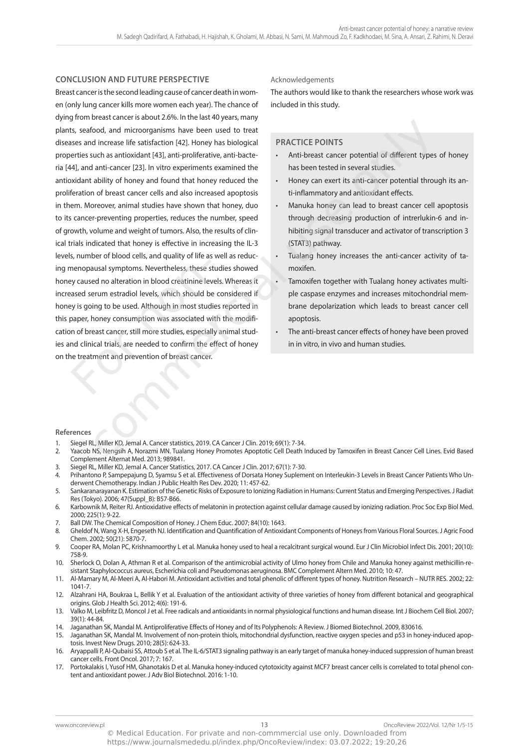## CONCLUSION AND FUTURE PERSPECTIVE

Breast cancer is the second leading cause of cancer death in women (only lung cancer kills more women each year). The chance of dying from breast cancer is about 2.6%. In the last 40 years, many plants, seafood, and microorganisms have been used to treat diseases and increase life satisfaction [42]. Honey has biological properties such as antioxidant [43], anti-proliferative, anti-bacteria [44], and anti-cancer [23]. In vitro experiments examined the antioxidant ability of honey and found that honey reduced the proliferation of breast cancer cells and also increased apoptosis in them. Moreover, animal studies have shown that honey, duo to its cancer-preventing properties, reduces the number, speed of growth, volume and weight of tumors. Also, the results of clinical trials indicated that honey is effective in increasing the IL-3 levels, number of blood cells, and quality of life as well as reducing menopausal symptoms. Nevertheless, these studies showed honey caused no alteration in blood creatinine levels. Whereas it increased serum estradiol levels, which should be considered if honey is going to be used. Although in most studies reported in this paper, honey consumption was associated with the modification of breast cancer, still more studies, especially animal studies and clinical trials, are needed to confirm the effect of honey on the treatment and prevention of breast cancer.

Acknowledgements

The authors would like to thank the researchers whose work was included in this study.

### PRACTICE POINTS

- Anti-breast cancer potential of different types of honey has been tested in several studies.
- Honey can exert its anti-cancer potential through its anti-inflammatory and antioxidant effects.
- Manuka honey can lead to breast cancer cell apoptosis through decreasing production of intrerlukin-6 and inhibiting signal transducer and activator of transcription 3 (STAT3) pathway.
- Tualang honey increases the anti-cancer activity of tamoxifen.
- Tamoxifen together with Tualang honey activates multiple caspase enzymes and increases mitochondrial membrane depolarization which leads to breast cancer cell apoptosis.
- The anti-breast cancer effects of honey have been proved in in vitro, in vivo and human studies.

### References

1. Siegel RL, Miller KD, Jemal A. Cancer statistics, 2019. CA Cancer J Clin. 2019; 69(1): 7-34.
2. Yaacob NS, Nengsih A, Norazmi MN. Tualang Honey Promotes Apoptotic Cell Death Induced by Tamoxifen in Breast Cancer Cell Lines. Evid Based Complement Alternat Med. 2013; 989841.
3. Siegel RL, Miller KD, Jemal A. Cancer Statistics, 2017. CA Cancer J Clin. 2017; 67(1): 7-30.
4. Prihantono P, Sampepajung D, Syamsu S et al. Effectiveness of Dorsata Honey Suplement on Interleukin-3 Levels in Breast Cancer Patients Who Underwent Chemotherapy. Indian J Public Health Res Dev. 2020; 11: 457-62.
5. Sankaranarayanan K. Estimation of the Genetic Risks of Exposure to Ionizing Radiation in Humans: Current Status and Emerging Perspectives. J Radiat Res (Tokyo). 2006; 47(Suppl_B): B57-B66.
6. Karbownik M, Reiter RJ. Antioxidative effects of melatonin in protection against cellular damage caused by ionizing radiation. Proc Soc Exp Biol Med. 2000; 225(1): 9-22.
7. Ball DW. The Chemical Composition of Honey. J Chem Educ. 2007; 84(10): 1643.
8. Gheldof N, Wang X-H, Engeseth NJ. Identification and Quantification of Antioxidant Components of Honeys from Various Floral Sources. J Agric Food Chem. 2002; 50(21): 5870-7.
9. Cooper RA, Molan PC, Krishnamoorthy L et al. Manuka honey used to heal a recalcitrant surgical wound. Eur J Clin Microbiol Infect Dis. 2001; 20(10): 758-9.
10. Sherlock O, Dolan A, Athman R et al. Comparison of the antimicrobial activity of Ulmo honey from Chile and Manuka honey against methicillin-resistant Staphylococcus aureus, Escherichia coli and Pseudomonas aeruginosa. BMC Complement Altern Med. 2010; 10: 47.
11. Al-Mamary M, Al-Meeri A, Al-Habori M. Antioxidant activities and total phenolic of different types of honey. Nutrition Research – NUTR RES. 2002; 22: 1041-7.
12. Alzahrani HA, Boukraa L, Bellik Y et al. Evaluation of the antioxidant activity of three varieties of honey from different botanical and geographical origins. Glob J Health Sci. 2012; 4(6): 191-6.
13. Valko M, Leibfritz D, Moncol J et al. Free radicals and antioxidants in normal physiological functions and human disease. Int J Biochem Cell Biol. 2007; 39(1): 44-84.
14. Jaganathan SK, Mandal M. Antiproliferative Effects of Honey and of Its Polyphenols: A Review. J Biomed Biotechnol. 2009, 830616.
15. Jaganathan SK, Mandal M. Involvement of non-protein thiols, mitochondrial dysfunction, reactive oxygen species and p53 in honey-induced apoptosis. Invest New Drugs. 2010; 28(5): 624-33.
16. Aryappalli P, Al-Qubaisi SS, Attoub S et al. The IL-6/STAT3 signaling pathway is an early target of manuka honey-induced suppression of human breast cancer cells. Front Oncol. 2017; 7: 167.
17. Portokalakis I, Yusof HM, Ghanotakis D et al. Manuka honey-induced cytotoxicity against MCF7 breast cancer cells is correlated to total phenol content and antioxidant power. J Adv Biol Biotechnol. 2016: 1-10.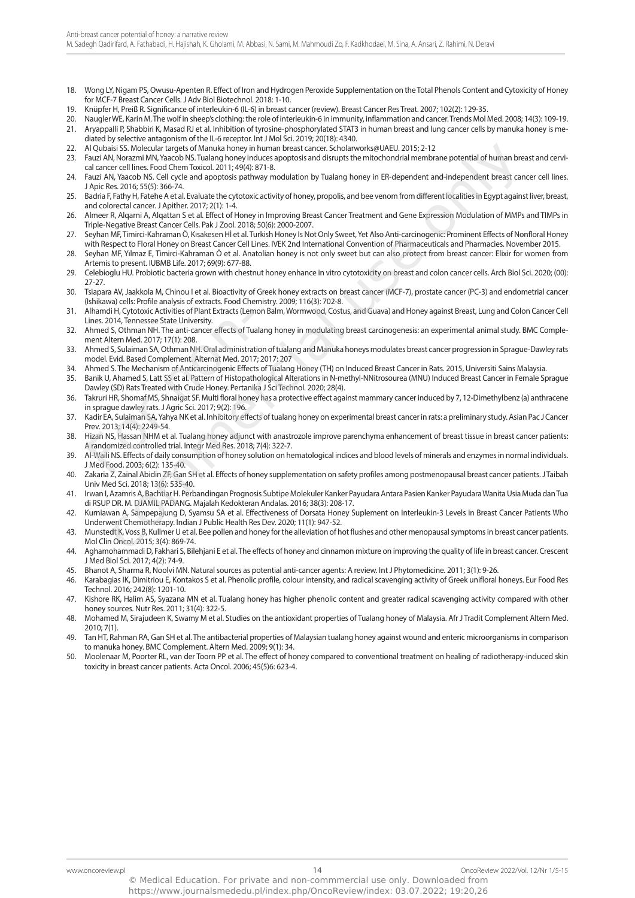18. Wong LY, Nigam PS, Owusu-Apenten R. Effect of Iron and Hydrogen Peroxide Supplementation on the Total Phenols Content and Cytoxicity of Honey for MCF-7 Breast Cancer Cells. J Adv Biol Biotechnol. 2018: 1-10.
19. Knüpfer H, Preiß R. Significance of interleukin-6 (IL-6) in breast cancer (review). Breast Cancer Res Treat. 2007; 102(2): 129-35.
20. Naugler WE, Karin M. The wolf in sheep's clothing: the role of interleukin-6 in immunity, inflammation and cancer. Trends Mol Med. 2008; 14(3): 109-19.
21. Aryappalli P, Shabbiri K, Masad RJ et al. Inhibition of tyrosine-phosphorylated STAT3 in human breast and lung cancer cells by manuka honey is mediated by selective antagonism of the IL-6 receptor. Int J Mol Sci. 2019; 20(18): 4340.
22. Al Qubaisi SS. Molecular targets of Manuka honey in human breast cancer. Scholarworks@UAEU. 2015; 2-12
23. Fauzi AN, Norazmi MN, Yaacob NS. Tualang honey induces apoptosis and disrupts the mitochondrial membrane potential of human breast and cervical cancer cell lines. Food Chem Toxicol. 2011; 49(4): 871-8.
24. Fauzi AN, Yaacob NS. Cell cycle and apoptosis pathway modulation by Tualang honey in ER-dependent and-independent breast cancer cell lines. J Apic Res. 2016; 55(5): 366-74.
25. Badria F, Fathy H, Fatehe A et al. Evaluate the cytotoxic activity of honey, propolis, and bee venom from different localities in Egypt against liver, breast, and colorectal cancer. J Apither. 2017; 2(1): 1-4.
26. Almeer R, Alqarni A, Alqattan S et al. Effect of Honey in Improving Breast Cancer Treatment and Gene Expression Modulation of MMPs and TIMPs in Triple-Negative Breast Cancer Cells. Pak J Zool. 2018; 50(6): 2000-2007.
27. Seyhan MF, Timirci-Kahraman Ö, Kısakesen Hİ et al. Turkish Honey Is Not Only Sweet, Yet Also Anti-carcinogenic: Prominent Effects of Nonfloral Honey with Respect to Floral Honey on Breast Cancer Cell Lines. IVEK 2nd International Convention of Pharmaceuticals and Pharmacies. November 2015.
28. Seyhan MF, Yılmaz E, Timirci-Kahraman Ö et al. Anatolian honey is not only sweet but can also protect from breast cancer: Elixir for women from Artemis to present. IUBMB Life. 2017; 69(9): 677-88.
29. Celebioglu HU. Probiotic bacteria grown with chestnut honey enhance in vitro cytotoxicity on breast and colon cancer cells. Arch Biol Sci. 2020; (00): 27-27.
30. Tsiapara AV, Jaakkola M, Chinou I et al. Bioactivity of Greek honey extracts on breast cancer (MCF-7), prostate cancer (PC-3) and endometrial cancer (Ishikawa) cells: Profile analysis of extracts. Food Chemistry. 2009; 116(3): 702-8.
31. Alhamdi H, Cytotoxic Activities of Plant Extracts (Lemon Balm, Wormwood, Costus, and Guava) and Honey against Breast, Lung and Colon Cancer Cell Lines. 2014, Tennessee State University.
32. Ahmed S, Othman NH. The anti-cancer effects of Tualang honey in modulating breast carcinogenesis: an experimental animal study. BMC Complement Altern Med. 2017; 17(1): 208.
33. Ahmed S, Sulaiman SA, Othman NH. Oral administration of tualang and Manuka honeys modulates breast cancer progression in Sprague-Dawley rats model. Evid. Based Complement. Alternat Med. 2017; 2017: 207
34. Ahmed S. The Mechanism of Anticarcinogenic Effects of Tualang Honey (TH) on Induced Breast Cancer in Rats. 2015, Universiti Sains Malaysia.
35. Banik U, Ahamed S, Latt SS et al. Pattern of Histopathological Alterations in N-methyl-NNitrosourea (MNU) Induced Breast Cancer in Female Sprague Dawley (SD) Rats Treated with Crude Honey. Pertanika J Sci Technol. 2020; 28(4).
36. Takruri HR, Shomaf MS, Shnaigat SF. Multi floral honey has a protective effect against mammary cancer induced by 7, 12-Dimethylbenz (a) anthracene in sprague dawley rats. J Agric Sci. 2017; 9(2): 196.
37. Kadir EA, Sulaiman SA, Yahya NK et al. Inhibitory effects of tualang honey on experimental breast cancer in rats: a preliminary study. Asian Pac J Cancer Prev. 2013; 14(4): 2249-54.
38. Hizan NS, Hassan NHM et al. Tualang honey adjunct with anastrozole improve parenchyma enhancement of breast tissue in breast cancer patients: A randomized controlled trial. Integr Med Res. 2018; 7(4): 322-7.
39. Al-Waili NS. Effects of daily consumption of honey solution on hematological indices and blood levels of minerals and enzymes in normal individuals. J Med Food. 2003; 6(2): 135-40.
40. Zakaria Z, Zainal Abidin ZF, Gan SH et al. Effects of honey supplementation on safety profiles among postmenopausal breast cancer patients. J Taibah Univ Med Sci. 2018; 13(6): 535-40.
41. Irwan I, Azamris A, Bachtiar H. Perbandingan Prognosis Subtipe Molekuler Kanker Payudara Antara Pasien Kanker Payudara Wanita Usia Muda dan Tua di RSUP DR. M. DJAMIL PADANG. Majalah Kedokteran Andalas. 2016; 38(3): 208-17.
42. Kurniawan A, Sampepajung D, Syamsu SA et al. Effectiveness of Dorsata Honey Suplement on Interleukin-3 Levels in Breast Cancer Patients Who Underwent Chemotherapy. Indian J Public Health Res Dev. 2020; 11(1): 947-52.
43. Munstedt K, Voss B, Kullmer U et al. Bee pollen and honey for the alleviation of hot flushes and other menopausal symptoms in breast cancer patients. Mol Clin Oncol. 2015; 3(4): 869-74.
44. Aghamohammadi D, Fakhari S, Bilehjani E et al. The effects of honey and cinnamon mixture on improving the quality of life in breast cancer. Crescent J Med Biol Sci. 2017; 4(2): 74-9.
45. Bhanot A, Sharma R, Noolvi MN. Natural sources as potential anti-cancer agents: A review. Int J Phytomedicine. 2011; 3(1): 9-26.
46. Karabagias IK, Dimitriou E, Kontakos S et al. Phenolic profile, colour intensity, and radical scavenging activity of Greek unifloral honeys. Eur Food Res Technol. 2016; 242(8): 1201-10.
47. Kishore RK, Halim AS, Syazana MN et al. Tualang honey has higher phenolic content and greater radical scavenging activity compared with other honey sources. Nutr Res. 2011; 31(4): 322-5.
48. Mohamed M, Sirajudeen K, Swamy M et al. Studies on the antioxidant properties of Tualang honey of Malaysia. Afr J Tradit Complement Altern Med. 2010; 7(1).
49. Tan HT, Rahman RA, Gan SH et al. The antibacterial properties of Malaysian tualang honey against wound and enteric microorganisms in comparison to manuka honey. BMC Complement. Altern Med. 2009; 9(1): 34.
50. Moolenaar M, Poorter RL, van der Toorn PP et al. The effect of honey compared to conventional treatment on healing of radiotherapy-induced skin toxicity in breast cancer patients. Acta Oncol. 2006; 45(5)6: 623-4.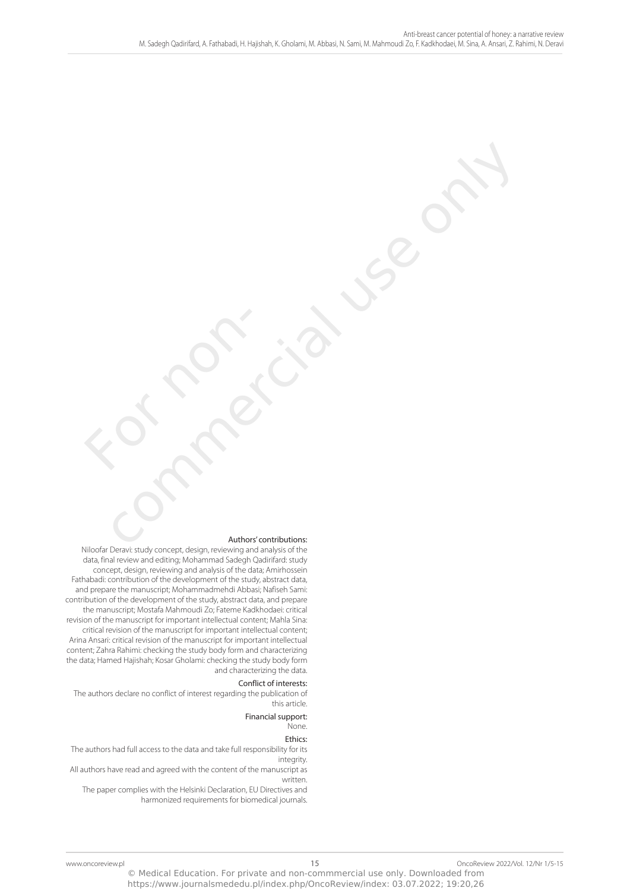**Authors' contributions:**

Niloofar Deravi: study concept, design, reviewing and analysis of the data, final review and editing; Mohammad Sadegh Qadirifard: study concept, design, reviewing and analysis of the data; Amirhossein Fathabadi: contribution of the development of the study, abstract data, and prepare the manuscript; Mohammadmehdi Abbasi; Nafiseh Sami: contribution of the development of the study, abstract data, and prepare the manuscript; Mostafa Mahmoudi Zo; Fateme Kadkhodaei: critical revision of the manuscript for important intellectual content; Mahla Sina: critical revision of the manuscript for important intellectual content; Arina Ansari: critical revision of the manuscript for important intellectual content; Zahra Rahimi: checking the study body form and characterizing the data; Hamed Hajishah; Kosar Gholami: checking the study body form and characterizing the data.

**Conflict of interests:**

The authors declare no conflict of interest regarding the publication of this article.

**Financial support:**

None.

**Ethics:**

The authors had full access to the data and take full responsibility for its integrity.

All authors have read and agreed with the content of the manuscript as written.

The paper complies with the Helsinki Declaration, EU Directives and harmonized requirements for biomedical journals.